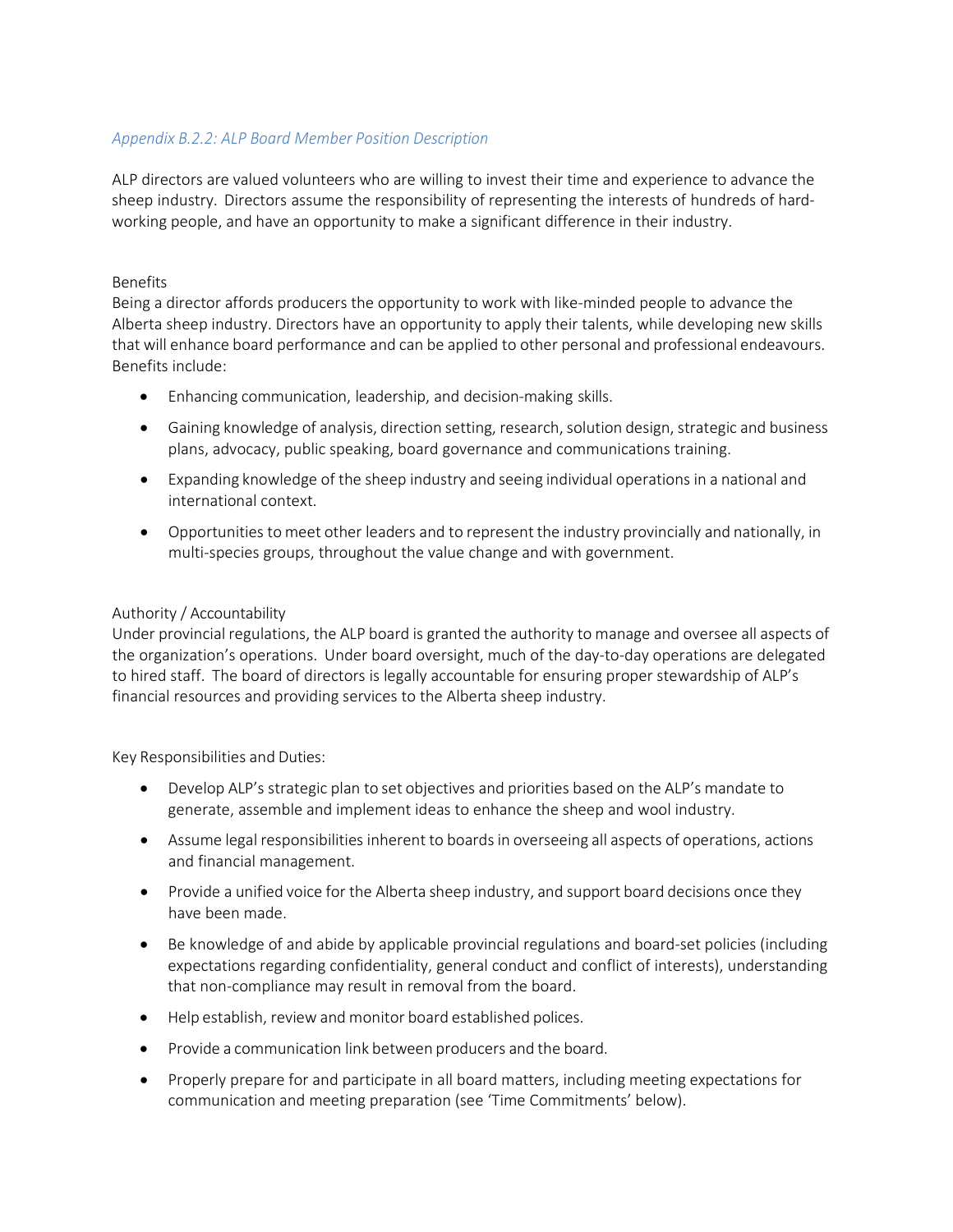*Appendix B.2.2: ALP Board Member Position Description*

ALP directors are valued volunteers who are willing to invest their time and experience to advance the sheep industry. Directors assume the responsibility of representing the interests of hundreds of hard-working people, and have an opportunity to make a significant difference in their industry.

## Benefits

Being a director affords producers the opportunity to work with like-minded people to advance the Alberta sheep industry. Directors have an opportunity to apply their talents, while developing new skills that will enhance board performance and can be applied to other personal and professional endeavours. Benefits include:

- Enhancing communication, leadership, and decision-making skills.
- Gaining knowledge of analysis, direction setting, research, solution design, strategic and business plans, advocacy, public speaking, board governance and communications training.
- Expanding knowledge of the sheep industry and seeing individual operations in a national and international context.
- Opportunities to meet other leaders and to represent the industry provincially and nationally, in multi-species groups, throughout the value change and with government.

## Authority / Accountability

Under provincial regulations, the ALP board is granted the authority to manage and oversee all aspects of the organization's operations. Under board oversight, much of the day-to-day operations are delegated to hired staff. The board of directors is legally accountable for ensuring proper stewardship of ALP's financial resources and providing services to the Alberta sheep industry.

## Key Responsibilities and Duties:

- Develop ALP's strategic plan to set objectives and priorities based on the ALP's mandate to generate, assemble and implement ideas to enhance the sheep and wool industry.
- Assume legal responsibilities inherent to boards in overseeing all aspects of operations, actions and financial management.
- Provide a unified voice for the Alberta sheep industry, and support board decisions once they have been made.
- Be knowledge of and abide by applicable provincial regulations and board-set policies (including expectations regarding confidentiality, general conduct and conflict of interests), understanding that non-compliance may result in removal from the board.
- Help establish, review and monitor board established polices.
- Provide a communication link between producers and the board.
- Properly prepare for and participate in all board matters, including meeting expectations for communication and meeting preparation (see 'Time Commitments' below).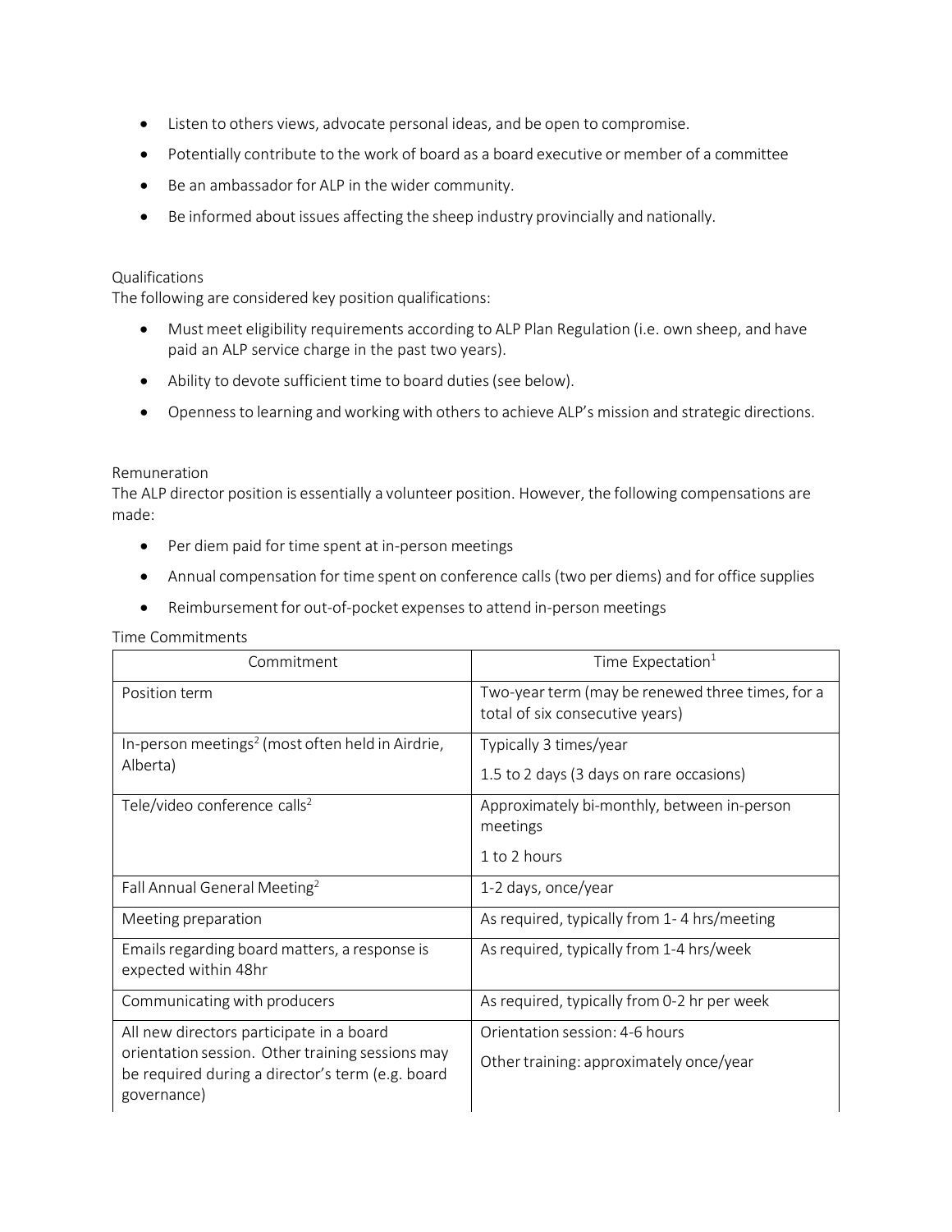- Listen to others views, advocate personal ideas, and be open to compromise.
- Potentially contribute to the work of board as a board executive or member of a committee
- Be an ambassador for ALP in the wider community.
- Be informed about issues affecting the sheep industry provincially and nationally.

## Qualifications

The following are considered key position qualifications:

- Must meet eligibility requirements according to ALP Plan Regulation (i.e. own sheep, and have paid an ALP service charge in the past two years).
- Ability to devote sufficient time to board duties (see below).
- Openness to learning and working with others to achieve ALP's mission and strategic directions.

## Remuneration

The ALP director position is essentially a volunteer position. However, the following compensations are made:

- Per diem paid for time spent at in-person meetings
- Annual compensation for time spent on conference calls (two per diems) and for office supplies
- Reimbursement for out-of-pocket expenses to attend in-person meetings

## Time Commitments

| Commitment | Time Expectation[1] |
|---|---|
| Position term | Two-year term (may be renewed three times, for a total of six consecutive years) |
| In-person meetings[2] (most often held in Airdrie, Alberta) | Typically 3 times/year<br>1.5 to 2 days (3 days on rare occasions) |
| Tele/video conference calls[2] | Approximately bi-monthly, between in-person meetings<br>1 to 2 hours |
| Fall Annual General Meeting[2] | 1-2 days, once/year |
| Meeting preparation | As required, typically from 1- 4 hrs/meeting |
| Emails regarding board matters, a response is expected within 48hr | As required, typically from 1-4 hrs/week |
| Communicating with producers | As required, typically from 0-2 hr per week |
| All new directors participate in a board orientation session. Other training sessions may be required during a director's term (e.g. board governance) | Orientation session: 4-6 hours<br>Other training: approximately once/year |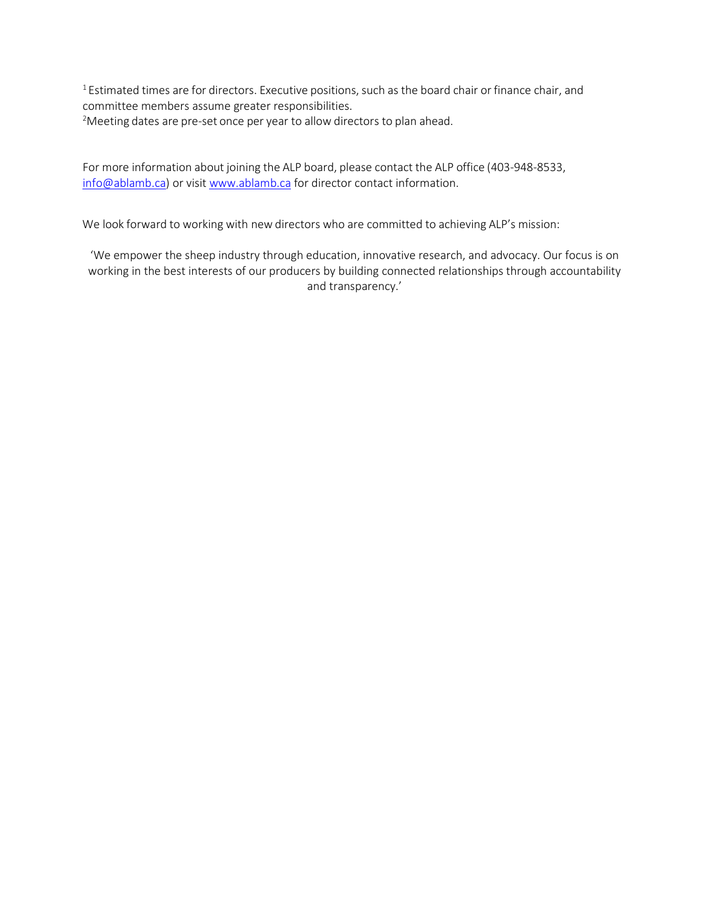[1] Estimated times are for directors. Executive positions, such as the board chair or finance chair, and committee members assume greater responsibilities.
[2] Meeting dates are pre-set once per year to allow directors to plan ahead.

For more information about joining the ALP board, please contact the ALP office (403-948-8533, info@ablamb.ca) or visit www.ablamb.ca for director contact information.

We look forward to working with new directors who are committed to achieving ALP's mission:

'We empower the sheep industry through education, innovative research, and advocacy. Our focus is on working in the best interests of our producers by building connected relationships through accountability and transparency.'